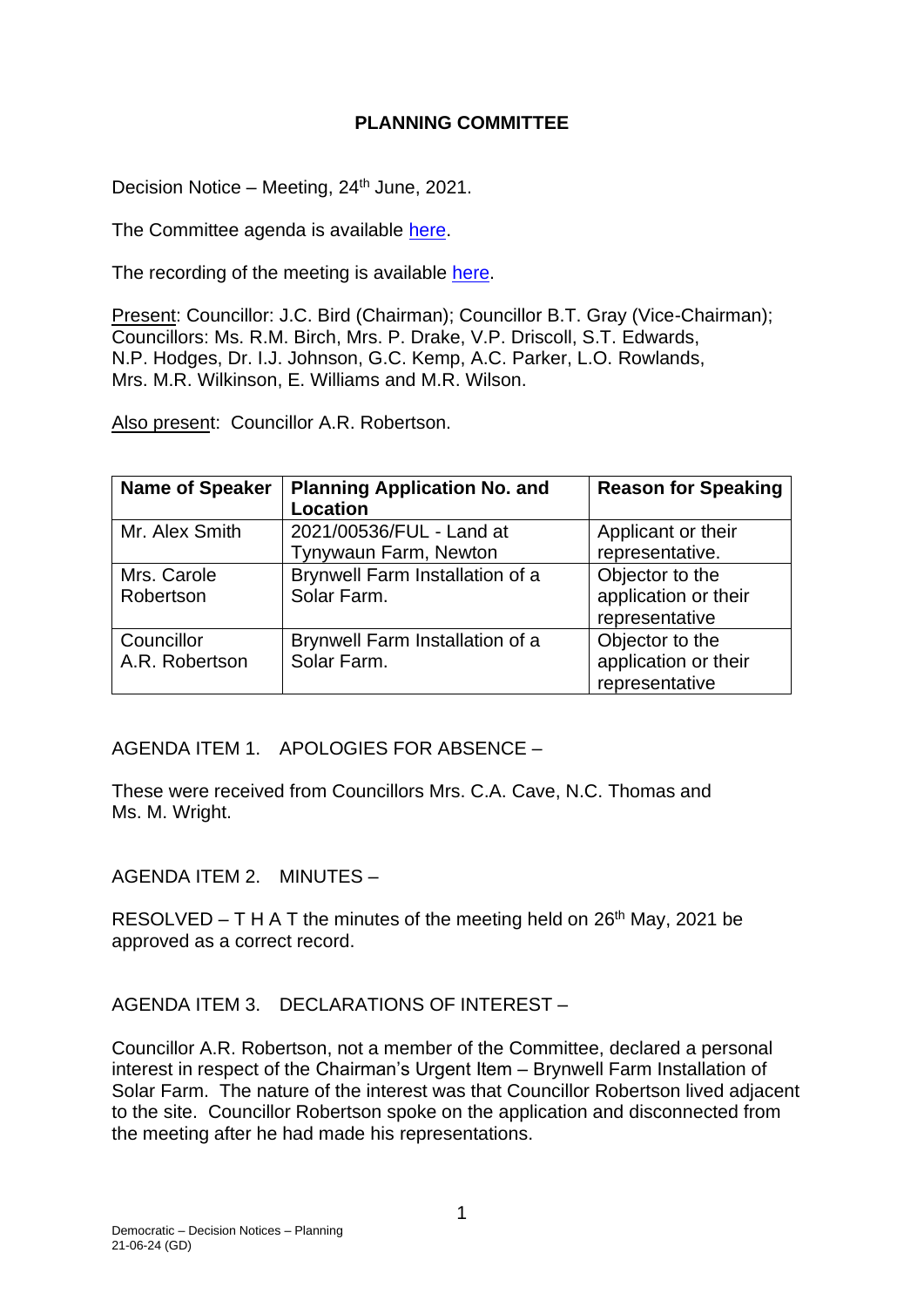# PLANNING COMMITTEE

Decision Notice – Meeting, 24th June, 2021.

The Committee agenda is available here.

The recording of the meeting is available here.

Present: Councillor: J.C. Bird (Chairman); Councillor B.T. Gray (Vice-Chairman); Councillors: Ms. R.M. Birch, Mrs. P. Drake, V.P. Driscoll, S.T. Edwards, N.P. Hodges, Dr. I.J. Johnson, G.C. Kemp, A.C. Parker, L.O. Rowlands, Mrs. M.R. Wilkinson, E. Williams and M.R. Wilson.

Also present: Councillor A.R. Robertson.

| Name of Speaker | Planning Application No. and Location | Reason for Speaking |
|---|---|---|
| Mr. Alex Smith | 2021/00536/FUL - Land at Tynywaun Farm, Newton | Applicant or their representative. |
| Mrs. Carole Robertson | Brynwell Farm Installation of a Solar Farm. | Objector to the application or their representative |
| Councillor A.R. Robertson | Brynwell Farm Installation of a Solar Farm. | Objector to the application or their representative |

AGENDA ITEM 1. APOLOGIES FOR ABSENCE –

These were received from Councillors Mrs. C.A. Cave, N.C. Thomas and Ms. M. Wright.

AGENDA ITEM 2. MINUTES –

RESOLVED – T H A T the minutes of the meeting held on 26th May, 2021 be approved as a correct record.

AGENDA ITEM 3. DECLARATIONS OF INTEREST –

Councillor A.R. Robertson, not a member of the Committee, declared a personal interest in respect of the Chairman's Urgent Item – Brynwell Farm Installation of Solar Farm. The nature of the interest was that Councillor Robertson lived adjacent to the site. Councillor Robertson spoke on the application and disconnected from the meeting after he had made his representations.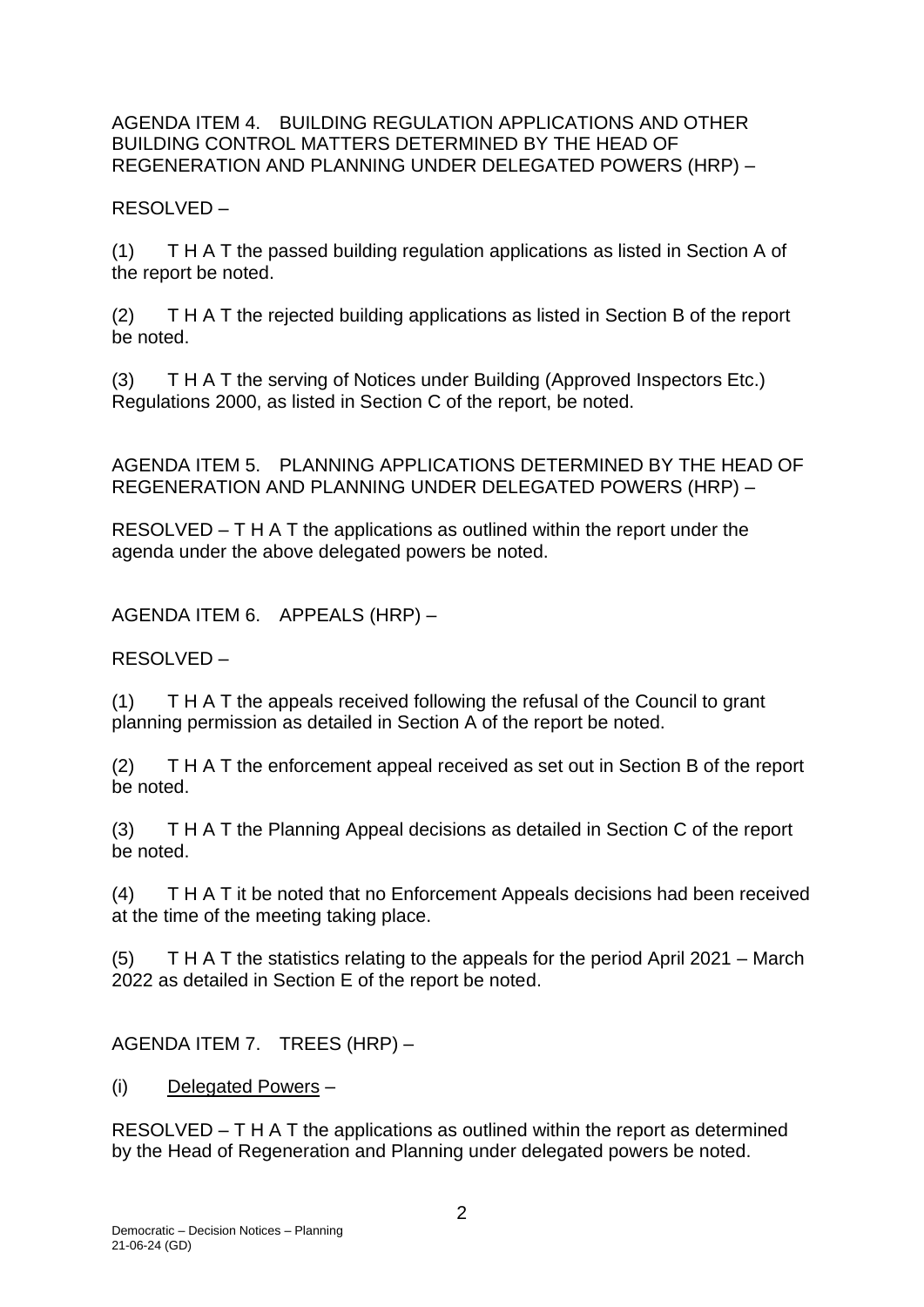AGENDA ITEM 4. BUILDING REGULATION APPLICATIONS AND OTHER BUILDING CONTROL MATTERS DETERMINED BY THE HEAD OF REGENERATION AND PLANNING UNDER DELEGATED POWERS (HRP) –

RESOLVED –

(1) T H A T the passed building regulation applications as listed in Section A of the report be noted.

(2) T H A T the rejected building applications as listed in Section B of the report be noted.

(3) T H A T the serving of Notices under Building (Approved Inspectors Etc.) Regulations 2000, as listed in Section C of the report, be noted.

AGENDA ITEM 5. PLANNING APPLICATIONS DETERMINED BY THE HEAD OF REGENERATION AND PLANNING UNDER DELEGATED POWERS (HRP) –

RESOLVED – T H A T the applications as outlined within the report under the agenda under the above delegated powers be noted.

AGENDA ITEM 6. APPEALS (HRP) –

RESOLVED –

(1) T H A T the appeals received following the refusal of the Council to grant planning permission as detailed in Section A of the report be noted.

(2) T H A T the enforcement appeal received as set out in Section B of the report be noted.

(3) T H A T the Planning Appeal decisions as detailed in Section C of the report be noted.

(4) T H A T it be noted that no Enforcement Appeals decisions had been received at the time of the meeting taking place.

(5) T H A T the statistics relating to the appeals for the period April 2021 – March 2022 as detailed in Section E of the report be noted.

AGENDA ITEM 7. TREES (HRP) –

(i) Delegated Powers –

RESOLVED – T H A T the applications as outlined within the report as determined by the Head of Regeneration and Planning under delegated powers be noted.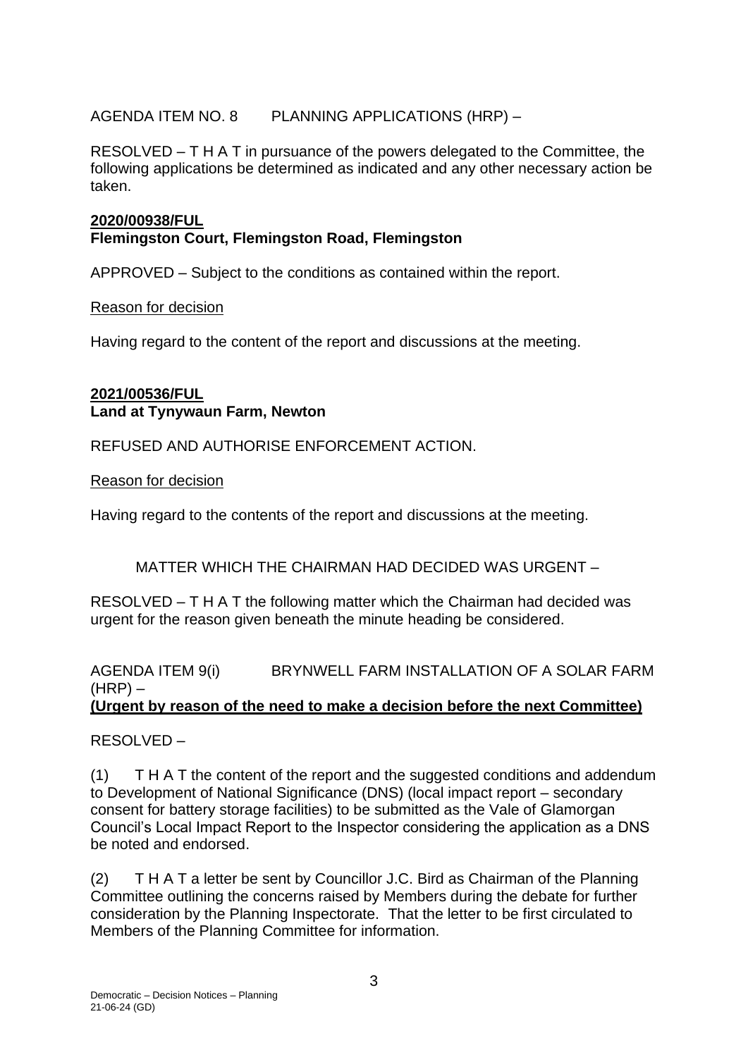AGENDA ITEM NO. 8 PLANNING APPLICATIONS (HRP) –

RESOLVED – T H A T in pursuance of the powers delegated to the Committee, the following applications be determined as indicated and any other necessary action be taken.

**2020/00938/FUL**
**Flemingston Court, Flemingston Road, Flemingston**

APPROVED – Subject to the conditions as contained within the report.

Reason for decision

Having regard to the content of the report and discussions at the meeting.

**2021/00536/FUL**
**Land at Tynywaun Farm, Newton**

REFUSED AND AUTHORISE ENFORCEMENT ACTION.

Reason for decision

Having regard to the contents of the report and discussions at the meeting.

MATTER WHICH THE CHAIRMAN HAD DECIDED WAS URGENT –

RESOLVED – T H A T the following matter which the Chairman had decided was urgent for the reason given beneath the minute heading be considered.

AGENDA ITEM 9(i) BRYNWELL FARM INSTALLATION OF A SOLAR FARM (HRP) –
**(Urgent by reason of the need to make a decision before the next Committee)**

RESOLVED –

(1) T H A T the content of the report and the suggested conditions and addendum to Development of National Significance (DNS) (local impact report – secondary consent for battery storage facilities) to be submitted as the Vale of Glamorgan Council's Local Impact Report to the Inspector considering the application as a DNS be noted and endorsed.

(2) T H A T a letter be sent by Councillor J.C. Bird as Chairman of the Planning Committee outlining the concerns raised by Members during the debate for further consideration by the Planning Inspectorate. That the letter to be first circulated to Members of the Planning Committee for information.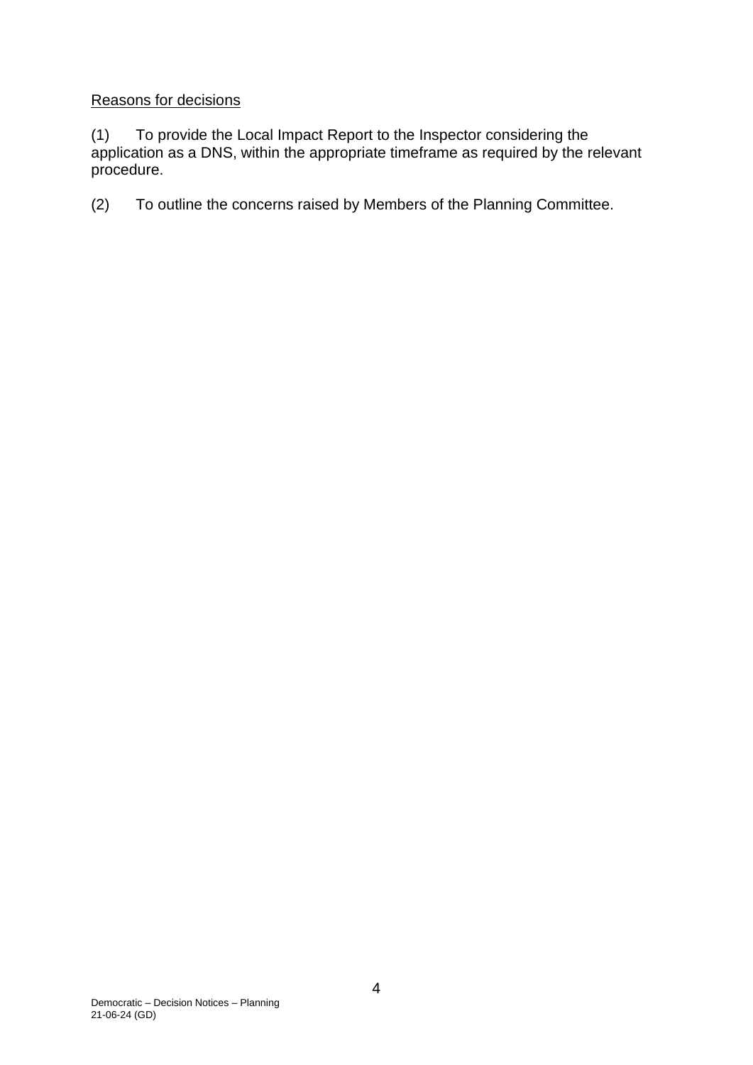Reasons for decisions

(1) To provide the Local Impact Report to the Inspector considering the application as a DNS, within the appropriate timeframe as required by the relevant procedure.

(2) To outline the concerns raised by Members of the Planning Committee.